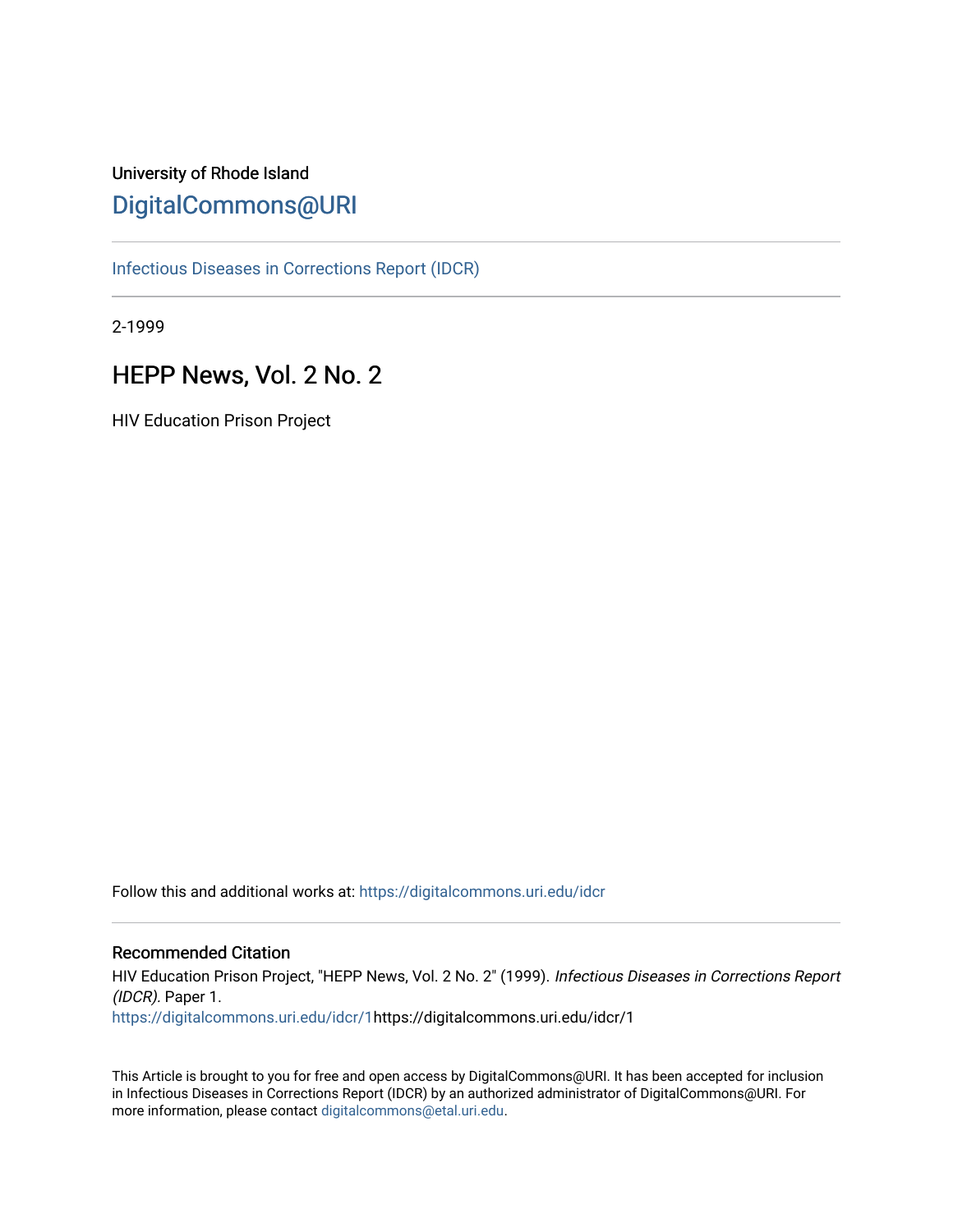University of Rhode Island

DigitalCommons@URI

Infectious Diseases in Corrections Report (IDCR)

2-1999

# HEPP News, Vol. 2 No. 2

HIV Education Prison Project

Follow this and additional works at: https://digitalcommons.uri.edu/idcr

## Recommended Citation

HIV Education Prison Project, "HEPP News, Vol. 2 No. 2" (1999). *Infectious Diseases in Corrections Report (IDCR).* Paper 1.
https://digitalcommons.uri.edu/idcr/1https://digitalcommons.uri.edu/idcr/1

This Article is brought to you for free and open access by DigitalCommons@URI. It has been accepted for inclusion in Infectious Diseases in Corrections Report (IDCR) by an authorized administrator of DigitalCommons@URI. For more information, please contact digitalcommons@etal.uri.edu.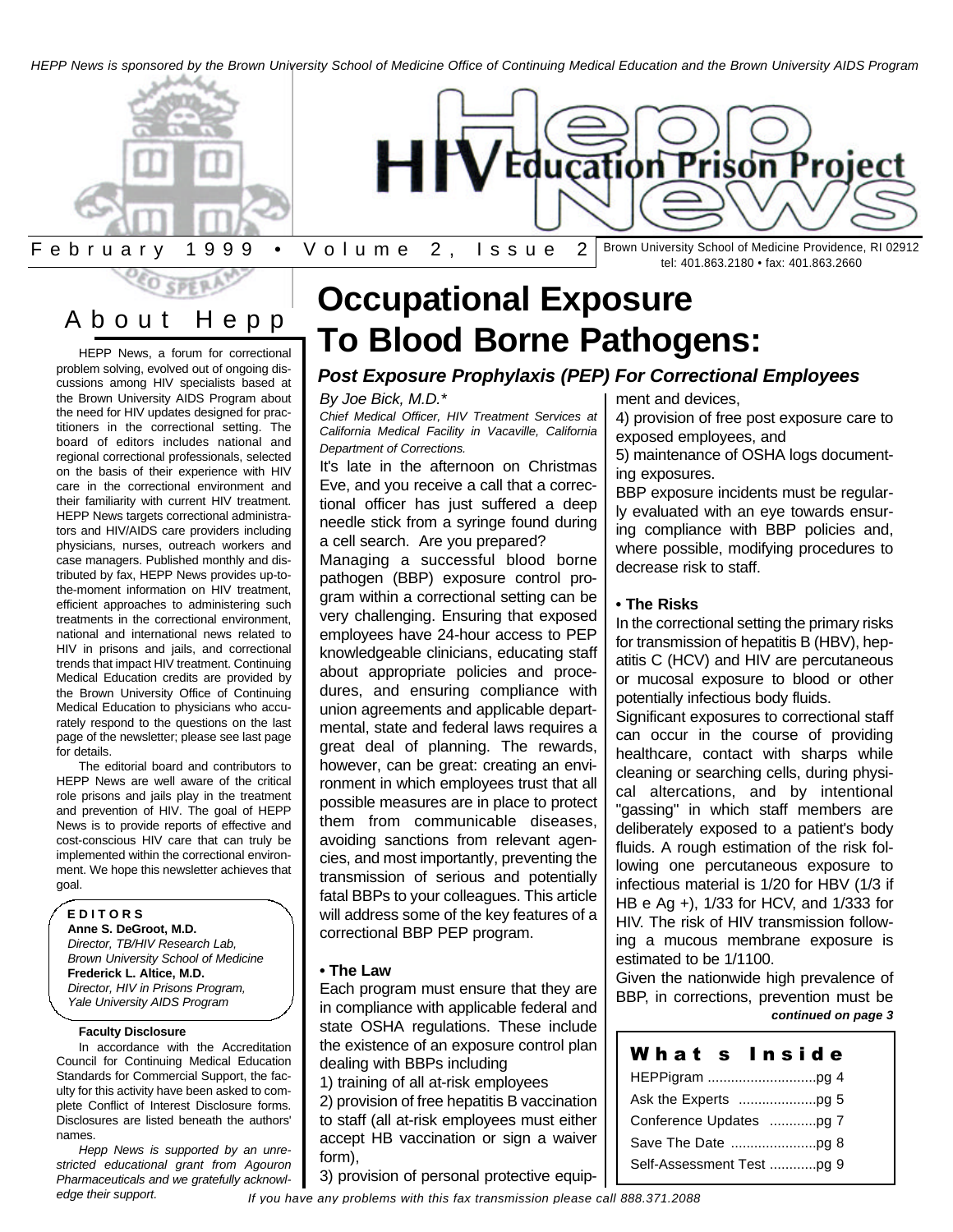*HEPP News is sponsored by the Brown University School of Medicine Office of Continuing Medical Education and the Brown University AIDS Program*

# HIV Education Prison Project News

February 1999 • Volume 2, Issue 2

Brown University School of Medicine Providence, RI 02912
tel: 401.863.2180 • fax: 401.863.2660

## About Hepp

HEPP News, a forum for correctional problem solving, evolved out of ongoing discussions among HIV specialists based at the Brown University AIDS Program about the need for HIV updates designed for practitioners in the correctional setting. The board of editors includes national and regional correctional professionals, selected on the basis of their experience with HIV care in the correctional environment and their familiarity with current HIV treatment. HEPP News targets correctional administrators and HIV/AIDS care providers including physicians, nurses, outreach workers and case managers. Published monthly and distributed by fax, HEPP News provides up-to-the-moment information on HIV treatment, efficient approaches to administering such treatments in the correctional environment, national and international news related to HIV in prisons and jails, and correctional trends that impact HIV treatment. Continuing Medical Education credits are provided by the Brown University Office of Continuing Medical Education to physicians who accurately respond to the questions on the last page of the newsletter; please see last page for details.

The editorial board and contributors to HEPP News are well aware of the critical role prisons and jails play in the treatment and prevention of HIV. The goal of HEPP News is to provide reports of effective and cost-conscious HIV care that can truly be implemented within the correctional environment. We hope this newsletter achieves that goal.

**EDITORS**

**Anne S. DeGroot, M.D.**
*Director, TB/HIV Research Lab, Brown University School of Medicine*

**Frederick L. Altice, M.D.**
*Director, HIV in Prisons Program, Yale University AIDS Program*

**Faculty Disclosure**

In accordance with the Accreditation Council for Continuing Medical Education Standards for Commercial Support, the faculty for this activity have been asked to complete Conflict of Interest Disclosure forms. Disclosures are listed beneath the authors' names.

*Hepp News is supported by an unrestricted educational grant from Agouron Pharmaceuticals and we gratefully acknowledge their support.*

# Occupational Exposure To Blood Borne Pathogens:

### *Post Exposure Prophylaxis (PEP) For Correctional Employees*

*By Joe Bick, M.D.\**

*Chief Medical Officer, HIV Treatment Services at California Medical Facility in Vacaville, California Department of Corrections.*

It's late in the afternoon on Christmas Eve, and you receive a call that a correctional officer has just suffered a deep needle stick from a syringe found during a cell search. Are you prepared?

Managing a successful blood borne pathogen (BBP) exposure control program within a correctional setting can be very challenging. Ensuring that exposed employees have 24-hour access to PEP knowledgeable clinicians, educating staff about appropriate policies and procedures, and ensuring compliance with union agreements and applicable departmental, state and federal laws requires a great deal of planning. The rewards, however, can be great: creating an environment in which employees trust that all possible measures are in place to protect them from communicable diseases, avoiding sanctions from relevant agencies, and most importantly, preventing the transmission of serious and potentially fatal BBPs to your colleagues. This article will address some of the key features of a correctional BBP PEP program.

**• The Law**

Each program must ensure that they are in compliance with applicable federal and state OSHA regulations. These include the existence of an exposure control plan dealing with BBPs including

1) training of all at-risk employees
2) provision of free hepatitis B vaccination to staff (all at-risk employees must either accept HB vaccination or sign a waiver form),
3) provision of personal protective equipment and devices,
4) provision of free post exposure care to exposed employees, and
5) maintenance of OSHA logs documenting exposures.

BBP exposure incidents must be regularly evaluated with an eye towards ensuring compliance with BBP policies and, where possible, modifying procedures to decrease risk to staff.

**• The Risks**

In the correctional setting the primary risks for transmission of hepatitis B (HBV), hepatitis C (HCV) and HIV are percutaneous or mucosal exposure to blood or other potentially infectious body fluids.

Significant exposures to correctional staff can occur in the course of providing healthcare, contact with sharps while cleaning or searching cells, during physical altercations, and by intentional "gassing" in which staff members are deliberately exposed to a patient's body fluids. A rough estimation of the risk following one percutaneous exposure to infectious material is 1/20 for HBV (1/3 if HB e Ag +), 1/33 for HCV, and 1/333 for HIV. The risk of HIV transmission following a mucous membrane exposure is estimated to be 1/1100.

Given the nationwide high prevalence of BBP, in corrections, prevention must be *continued on page 3*

**What s Inside**

HEPPigram ............................pg 4
Ask the Experts ....................pg 5
Conference Updates ............pg 7
Save The Date ......................pg 8
Self-Assessment Test ............pg 9

*If you have any problems with this fax transmission please call 888.371.2088*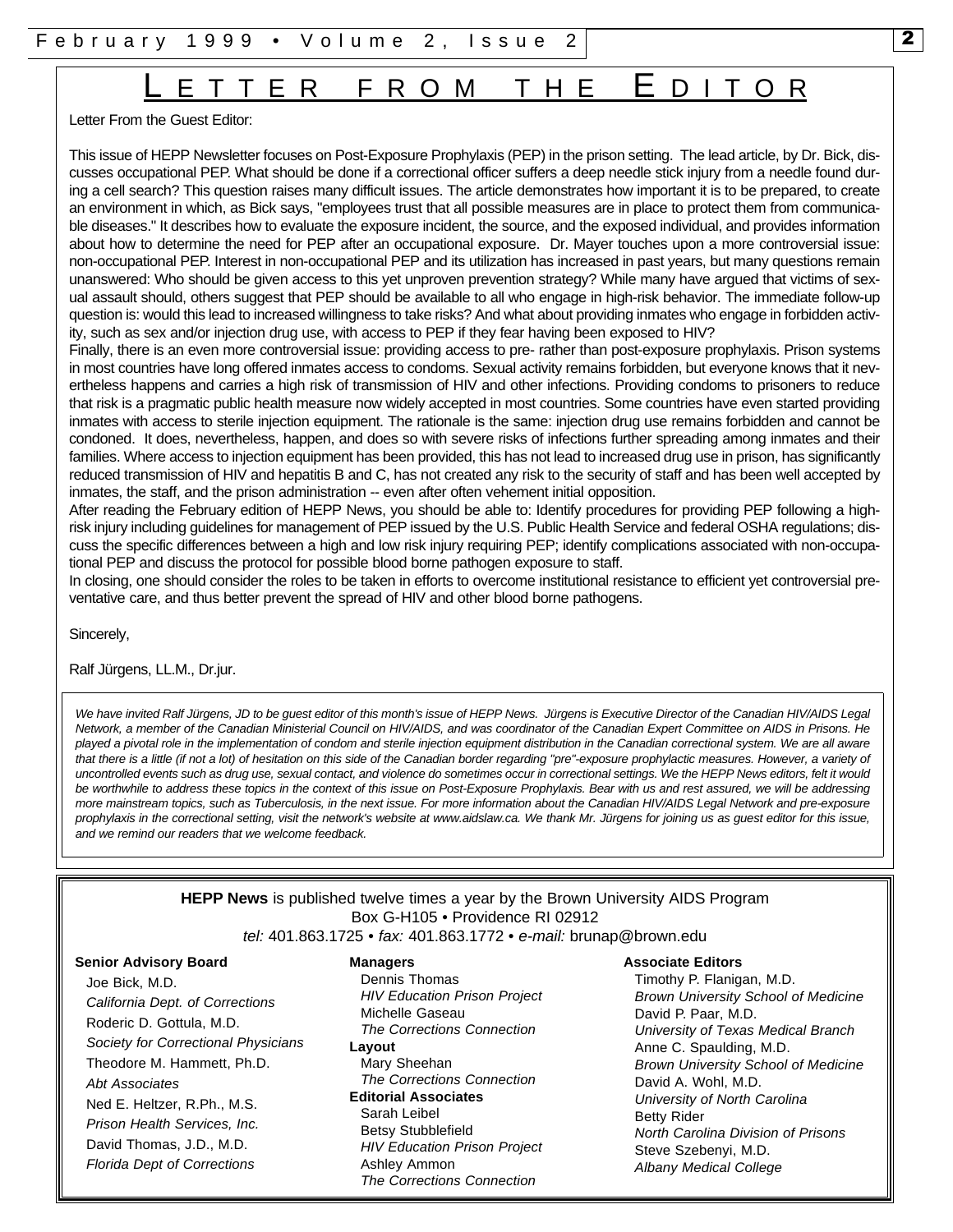# Letter From The Editor

Letter From the Guest Editor:

This issue of HEPP Newsletter focuses on Post-Exposure Prophylaxis (PEP) in the prison setting. The lead article, by Dr. Bick, discusses occupational PEP. What should be done if a correctional officer suffers a deep needle stick injury from a needle found during a cell search? This question raises many difficult issues. The article demonstrates how important it is to be prepared, to create an environment in which, as Bick says, "employees trust that all possible measures are in place to protect them from communicable diseases." It describes how to evaluate the exposure incident, the source, and the exposed individual, and provides information about how to determine the need for PEP after an occupational exposure. Dr. Mayer touches upon a more controversial issue: non-occupational PEP. Interest in non-occupational PEP and its utilization has increased in past years, but many questions remain unanswered: Who should be given access to this yet unproven prevention strategy? While many have argued that victims of sexual assault should, others suggest that PEP should be available to all who engage in high-risk behavior. The immediate follow-up question is: would this lead to increased willingness to take risks? And what about providing inmates who engage in forbidden activity, such as sex and/or injection drug use, with access to PEP if they fear having been exposed to HIV?

Finally, there is an even more controversial issue: providing access to pre- rather than post-exposure prophylaxis. Prison systems in most countries have long offered inmates access to condoms. Sexual activity remains forbidden, but everyone knows that it nevertheless happens and carries a high risk of transmission of HIV and other infections. Providing condoms to prisoners to reduce that risk is a pragmatic public health measure now widely accepted in most countries. Some countries have even started providing inmates with access to sterile injection equipment. The rationale is the same: injection drug use remains forbidden and cannot be condoned. It does, nevertheless, happen, and does so with severe risks of infections further spreading among inmates and their families. Where access to injection equipment has been provided, this has not lead to increased drug use in prison, has significantly reduced transmission of HIV and hepatitis B and C, has not created any risk to the security of staff and has been well accepted by inmates, the staff, and the prison administration -- even after often vehement initial opposition.

After reading the February edition of HEPP News, you should be able to: Identify procedures for providing PEP following a high-risk injury including guidelines for management of PEP issued by the U.S. Public Health Service and federal OSHA regulations; discuss the specific differences between a high and low risk injury requiring PEP; identify complications associated with non-occupational PEP and discuss the protocol for possible blood borne pathogen exposure to staff.

In closing, one should consider the roles to be taken in efforts to overcome institutional resistance to efficient yet controversial preventative care, and thus better prevent the spread of HIV and other blood borne pathogens.

Sincerely,

Ralf Jürgens, LL.M., Dr.jur.

*We have invited Ralf Jürgens, JD to be guest editor of this month's issue of HEPP News. Jürgens is Executive Director of the Canadian HIV/AIDS Legal Network, a member of the Canadian Ministerial Council on HIV/AIDS, and was coordinator of the Canadian Expert Committee on AIDS in Prisons. He played a pivotal role in the implementation of condom and sterile injection equipment distribution in the Canadian correctional system. We are all aware that there is a little (if not a lot) of hesitation on this side of the Canadian border regarding "pre"-exposure prophylactic measures. However, a variety of uncontrolled events such as drug use, sexual contact, and violence do sometimes occur in correctional settings. We the HEPP News editors, felt it would be worthwhile to address these topics in the context of this issue on Post-Exposure Prophylaxis. Bear with us and rest assured, we will be addressing more mainstream topics, such as Tuberculosis, in the next issue. For more information about the Canadian HIV/AIDS Legal Network and pre-exposure prophylaxis in the correctional setting, visit the network's website at www.aidslaw.ca. We thank Mr. Jürgens for joining us as guest editor for this issue, and we remind our readers that we welcome feedback.*

---

**HEPP News** is published twelve times a year by the Brown University AIDS Program
Box G-H105 • Providence RI 02912
*tel:* 401.863.1725 • *fax:* 401.863.1772 • *e-mail:* brunap@brown.edu

**Senior Advisory Board**

Joe Bick, M.D.
*California Dept. of Corrections*
Roderic D. Gottula, M.D.
*Society for Correctional Physicians*
Theodore M. Hammett, Ph.D.
*Abt Associates*
Ned E. Heltzer, R.Ph., M.S.
*Prison Health Services, Inc.*
David Thomas, J.D., M.D.
*Florida Dept of Corrections*

**Managers**

Dennis Thomas
*HIV Education Prison Project*
Michelle Gaseau
*The Corrections Connection*

**Layout**

Mary Sheehan
*The Corrections Connection*

**Editorial Associates**

Sarah Leibel
Betsy Stubblefield
*HIV Education Prison Project*
Ashley Ammon
*The Corrections Connection*

**Associate Editors**

Timothy P. Flanigan, M.D.
*Brown University School of Medicine*
David P. Paar, M.D.
*University of Texas Medical Branch*
Anne C. Spaulding, M.D.
*Brown University School of Medicine*
David A. Wohl, M.D.
*University of North Carolina*
Betty Rider
*North Carolina Division of Prisons*
Steve Szebenyi, M.D.
*Albany Medical College*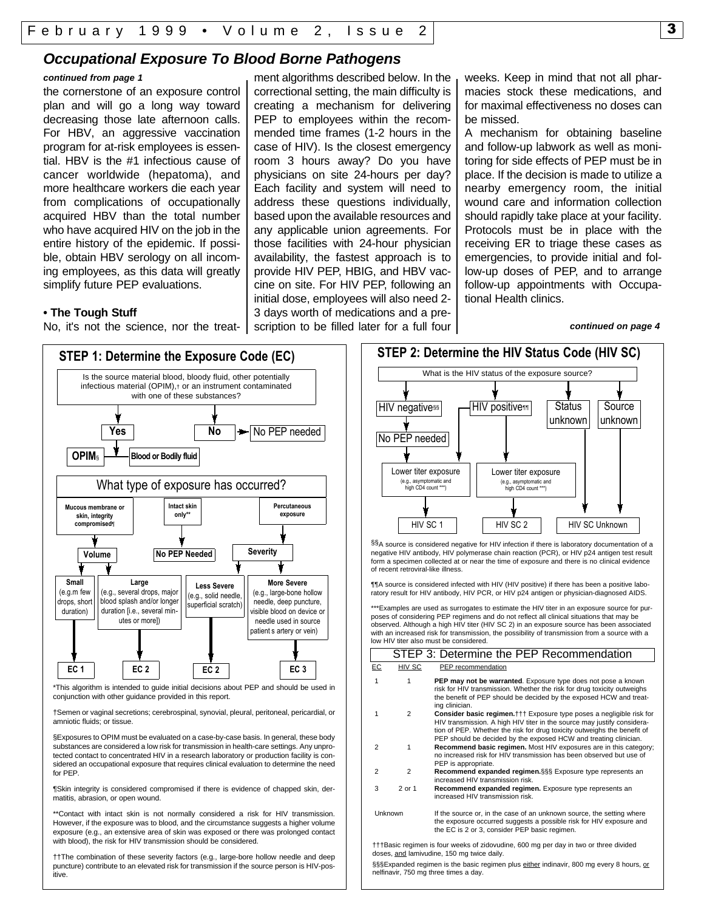## Occupational Exposure To Blood Borne Pathogens

***continued from page 1***

the cornerstone of an exposure control plan and will go a long way toward decreasing those late afternoon calls. For HBV, an aggressive vaccination program for at-risk employees is essential. HBV is the #1 infectious cause of cancer worldwide (hepatoma), and more healthcare workers die each year from complications of occupationally acquired HBV than the total number who have acquired HIV on the job in the entire history of the epidemic. If possible, obtain HBV serology on all incoming employees, as this data will greatly simplify future PEP evaluations.

**• The Tough Stuff**

No, it's not the science, nor the treatment algorithms described below. In the correctional setting, the main difficulty is creating a mechanism for delivering PEP to employees within the recommended time frames (1-2 hours in the case of HIV). Is the closest emergency room 3 hours away? Do you have physicians on site 24-hours per day? Each facility and system will need to address these questions individually, based upon the available resources and any applicable union agreements. For those facilities with 24-hour physician availability, the fastest approach is to provide HIV PEP, HBIG, and HBV vaccine on site. For HIV PEP, following an initial dose, employees will also need 2-3 days worth of medications and a prescription to be filled later for a full four weeks. Keep in mind that not all pharmacies stock these medications, and for maximal effectiveness no doses can be missed.

A mechanism for obtaining baseline and follow-up labwork as well as monitoring for side effects of PEP must be in place. If the decision is made to utilize a nearby emergency room, the initial wound care and information collection should rapidly take place at your facility. Protocols must be in place with the receiving ER to triage these cases as emergencies, to provide initial and follow-up doses of PEP, and to arrange follow-up appointments with Occupational Health clinics.

***continued on page 4***

### STEP 1: Determine the Exposure Code (EC)

Is the source material blood, bloody fluid, other potentially infectious material (OPIM),† or an instrument contaminated with one of these substances?

Yes

No → No PEP needed

OPIM§

Blood or Bodily fluid

What type of exposure has occurred?

Mucous membrane or skin, integrity compromised¶

Intact skin only**

Percutaneous exposure

Volume

No PEP Needed

Severity

Small (e.g.m few drops, short duration)

Large (e.g., several drops, major blood splash and/or longer duration [i.e., several minutes or more])

Less Severe (e.g., solid needle, superficial scratch)

More Severe (e.g., large-bone hollow needle, deep puncture, visible blood on device or needle used in source patient s artery or vein)

EC 1

EC 2

EC 2

EC 3

*This algorithm is intended to guide initial decisions about PEP and should be used in conjunction with other guidance provided in this report.

†Semen or vaginal secretions; cerebrospinal, synovial, pleural, peritoneal, pericardial, or amniotic fluids; or tissue.

§Exposures to OPIM must be evaluated on a case-by-case basis. In general, these body substances are considered a low risk for transmission in health-care settings. Any unprotected contact to concentrated HIV in a research laboratory or production facility is considered an occupational exposure that requires clinical evaluation to determine the need for PEP.

¶Skin integrity is considered compromised if there is evidence of chapped skin, dermatitis, abrasion, or open wound.

**Contact with intact skin is not normally considered a risk for HIV transmission. However, if the exposure was to blood, and the circumstance suggests a higher volume exposure (e.g., an extensive area of skin was exposed or there was prolonged contact with blood), the risk for HIV transmission should be considered.

††The combination of these severity factors (e.g., large-bore hollow needle and deep puncture) contribute to an elevated risk for transmission if the source person is HIV-positive.

### STEP 2: Determine the HIV Status Code (HIV SC)

What is the HIV status of the exposure source?

HIV negative§§

HIV positive¶¶

Status unknown

Source unknown

No PEP needed

Lower titer exposure (e.g., asymptomatic and high CD4 count ***)

Lower titer exposure (e.g., asymptomatic and high CD4 count ***)

HIV SC 1

HIV SC 2

HIV SC Unknown

§§A source is considered negative for HIV infection if there is laboratory documentation of a negative HIV antibody, HIV polymerase chain reaction (PCR), or HIV p24 antigen test result form a specimen collected at or near the time of exposure and there is no clinical evidence of recent retroviral-like illness.

¶¶A source is considered infected with HIV (HIV positive) if there has been a positive laboratory result for HIV antibody, HIV PCR, or HIV p24 antigen or physician-diagnosed AIDS.

***Examples are used as surrogates to estimate the HIV titer in an exposure source for purposes of considering PEP regimens and do not reflect all clinical situations that may be observed. Although a high HIV titer (HIV SC 2) in an exposure source has been associated with an increased risk for transmission, the possibility of transmission from a source with a low HIV titer also must be considered.

### STEP 3: Determine the PEP Recommendation

| EC | HIV SC | PEP recommendation |
|---|---|---|
| 1 | 1 | **PEP may not be warranted**. Exposure type does not pose a known risk for HIV transmission. Whether the risk for drug toxicity outweighs the benefit of PEP should be decided by the exposed HCW and treating clinician. |
| 1 | 2 | **Consider basic regimen.**††† Exposure type poses a negligible risk for HIV transmission. A high HIV titer in the source may justify consideration of PEP. Whether the risk for drug toxicity outweighs the benefit of PEP should be decided by the exposed HCW and treating clinician. |
| 2 | 1 | **Recommend basic regimen.** Most HIV exposures are in this category; no increased risk for HIV transmission has been observed but use of PEP is appropriate. |
| 2 | 2 | **Recommend expanded regimen.**§§§ Exposure type represents an increased HIV transmission risk. |
| 3 | 2 or 1 | **Recommend expanded regimen.** Exposure type represents an increased HIV transmission risk. |
| Unknown | | If the source or, in the case of an unknown source, the setting where the exposure occurred suggests a possible risk for HIV exposure and the EC is 2 or 3, consider PEP basic regimen. |

†††Basic regimen is four weeks of zidovudine, 600 mg per day in two or three divided doses, and lamivudine, 150 mg twice daily.

§§§Expanded regimen is the basic regimen plus either indinavir, 800 mg every 8 hours, or nelfinavir, 750 mg three times a day.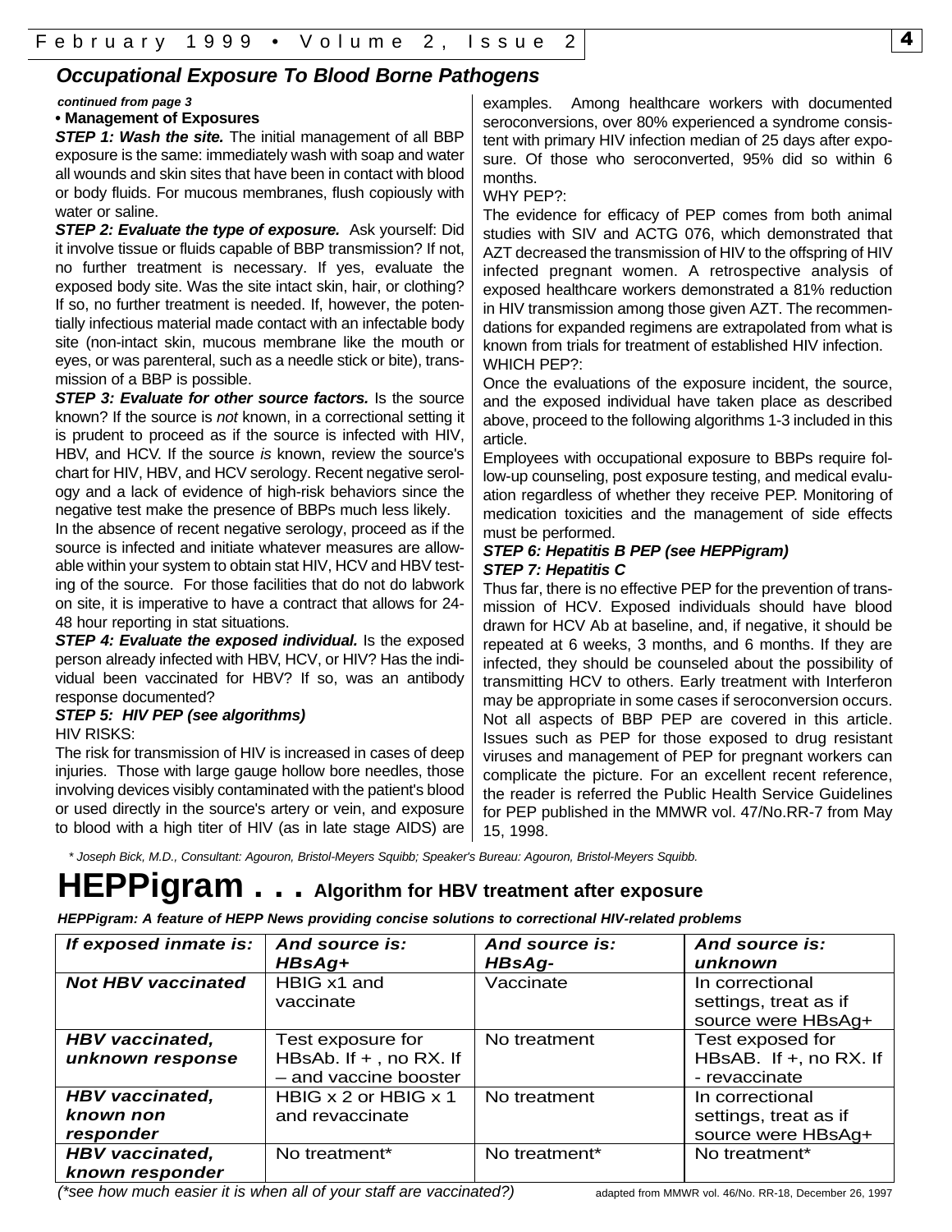## *Occupational Exposure To Blood Borne Pathogens*

***continued from page 3***

**• Management of Exposures**

***STEP 1: Wash the site.*** The initial management of all BBP exposure is the same: immediately wash with soap and water all wounds and skin sites that have been in contact with blood or body fluids. For mucous membranes, flush copiously with water or saline.

***STEP 2: Evaluate the type of exposure.*** Ask yourself: Did it involve tissue or fluids capable of BBP transmission? If not, no further treatment is necessary. If yes, evaluate the exposed body site. Was the site intact skin, hair, or clothing? If so, no further treatment is needed. If, however, the potentially infectious material made contact with an infectable body site (non-intact skin, mucous membrane like the mouth or eyes, or was parenteral, such as a needle stick or bite), transmission of a BBP is possible.

***STEP 3: Evaluate for other source factors.*** Is the source known? If the source is *not* known, in a correctional setting it is prudent to proceed as if the source is infected with HIV, HBV, and HCV. If the source *is* known, review the source's chart for HIV, HBV, and HCV serology. Recent negative serology and a lack of evidence of high-risk behaviors since the negative test make the presence of BBPs much less likely.

In the absence of recent negative serology, proceed as if the source is infected and initiate whatever measures are allowable within your system to obtain stat HIV, HCV and HBV testing of the source. For those facilities that do not do labwork on site, it is imperative to have a contract that allows for 24-48 hour reporting in stat situations.

***STEP 4: Evaluate the exposed individual.*** Is the exposed person already infected with HBV, HCV, or HIV? Has the individual been vaccinated for HBV? If so, was an antibody response documented?

***STEP 5: HIV PEP (see algorithms)***

HIV RISKS:

The risk for transmission of HIV is increased in cases of deep injuries. Those with large gauge hollow bore needles, those involving devices visibly contaminated with the patient's blood or used directly in the source's artery or vein, and exposure to blood with a high titer of HIV (as in late stage AIDS) are examples. Among healthcare workers with documented seroconversions, over 80% experienced a syndrome consistent with primary HIV infection median of 25 days after exposure. Of those who seroconverted, 95% did so within 6 months.

WHY PEP?:

The evidence for efficacy of PEP comes from both animal studies with SIV and ACTG 076, which demonstrated that AZT decreased the transmission of HIV to the offspring of HIV infected pregnant women. A retrospective analysis of exposed healthcare workers demonstrated a 81% reduction in HIV transmission among those given AZT. The recommendations for expanded regimens are extrapolated from what is known from trials for treatment of established HIV infection.

WHICH PEP?:

Once the evaluations of the exposure incident, the source, and the exposed individual have taken place as described above, proceed to the following algorithms 1-3 included in this article.

Employees with occupational exposure to BBPs require follow-up counseling, post exposure testing, and medical evaluation regardless of whether they receive PEP. Monitoring of medication toxicities and the management of side effects must be performed.

***STEP 6: Hepatitis B PEP (see HEPPigram)***

***STEP 7: Hepatitis C***

Thus far, there is no effective PEP for the prevention of transmission of HCV. Exposed individuals should have blood drawn for HCV Ab at baseline, and, if negative, it should be repeated at 6 weeks, 3 months, and 6 months. If they are infected, they should be counseled about the possibility of transmitting HCV to others. Early treatment with Interferon may be appropriate in some cases if seroconversion occurs. Not all aspects of BBP PEP are covered in this article. Issues such as PEP for those exposed to drug resistant viruses and management of PEP for pregnant workers can complicate the picture. For an excellent recent reference, the reader is referred the Public Health Service Guidelines for PEP published in the MMWR vol. 47/No.RR-7 from May 15, 1998.

*\* Joseph Bick, M.D., Consultant: Agouron, Bristol-Meyers Squibb; Speaker's Bureau: Agouron, Bristol-Meyers Squibb.*

# HEPPigram . . . Algorithm for HBV treatment after exposure

***HEPPigram: A feature of HEPP News providing concise solutions to correctional HIV-related problems***

| *If exposed inmate is:* | *And source is: HBsAg+* | *And source is: HBsAg-* | *And source is: unknown* |
|---|---|---|---|
| ***Not HBV vaccinated*** | HBIG x1 and vaccinate | Vaccinate | In correctional settings, treat as if source were HBsAg+ |
| ***HBV vaccinated, unknown response*** | Test exposure for HBsAb. If + , no RX. If – and vaccine booster | No treatment | Test exposed for HBsAB. If +, no RX. If - revaccinate |
| ***HBV vaccinated, known non responder*** | HBIG x 2 or HBIG x 1 and revaccinate | No treatment | In correctional settings, treat as if source were HBsAg+ |
| ***HBV vaccinated, known responder*** | No treatment* | No treatment* | No treatment* |

*(\*see how much easier it is when all of your staff are vaccinated?)*

adapted from MMWR vol. 46/No. RR-18, December 26, 1997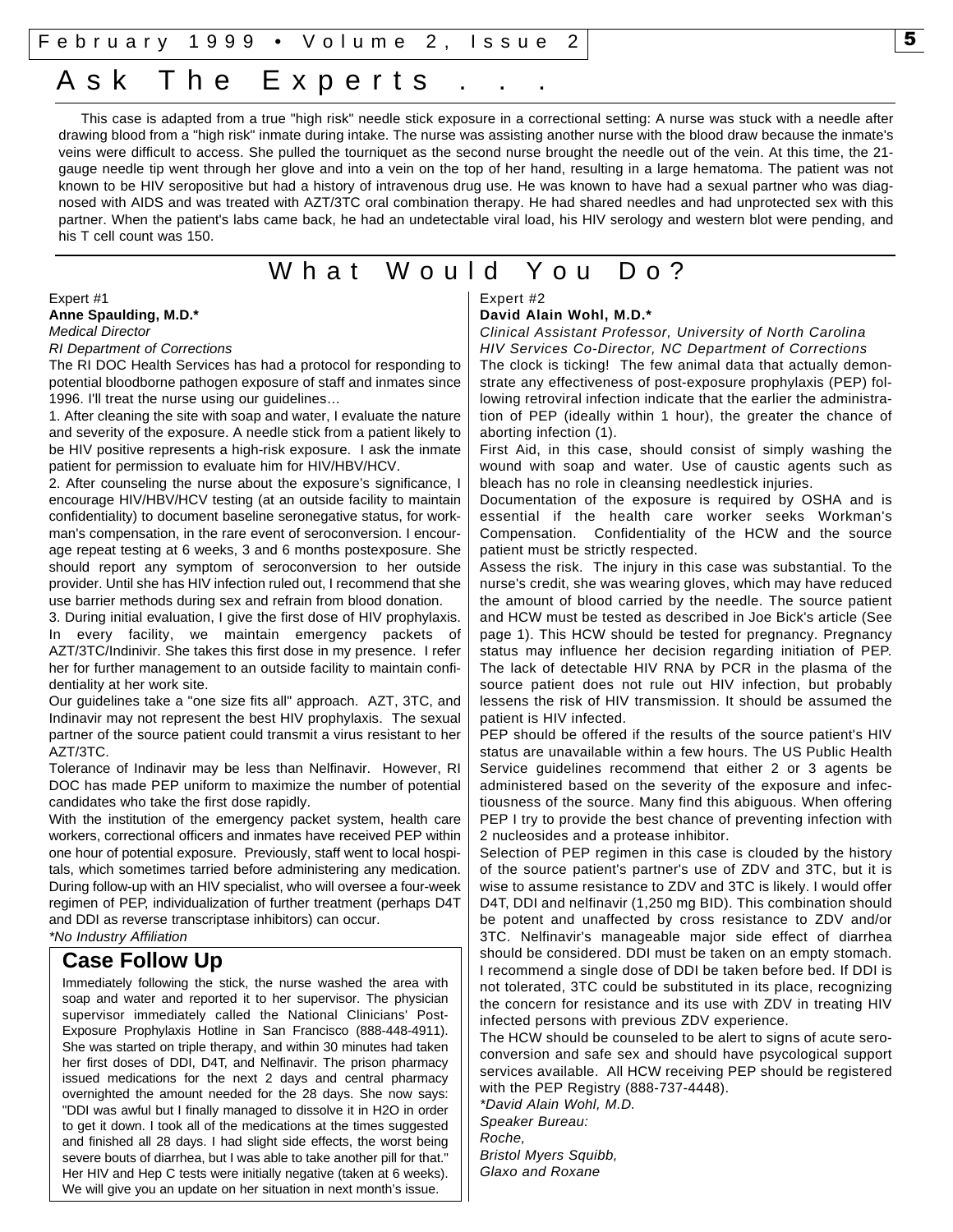# Ask The Experts . . .

This case is adapted from a true "high risk" needle stick exposure in a correctional setting: A nurse was stuck with a needle after drawing blood from a "high risk" inmate during intake. The nurse was assisting another nurse with the blood draw because the inmate's veins were difficult to access. She pulled the tourniquet as the second nurse brought the needle out of the vein. At this time, the 21-gauge needle tip went through her glove and into a vein on the top of her hand, resulting in a large hematoma. The patient was not known to be HIV seropositive but had a history of intravenous drug use. He was known to have had a sexual partner who was diagnosed with AIDS and was treated with AZT/3TC oral combination therapy. He had shared needles and had unprotected sex with this partner. When the patient's labs came back, he had an undetectable viral load, his HIV serology and western blot were pending, and his T cell count was 150.

## What Would You Do?

Expert #1

**Anne Spaulding, M.D.***

*Medical Director*

*RI Department of Corrections*

The RI DOC Health Services has had a protocol for responding to potential bloodborne pathogen exposure of staff and inmates since 1996. I'll treat the nurse using our guidelines...

1. After cleaning the site with soap and water, I evaluate the nature and severity of the exposure. A needle stick from a patient likely to be HIV positive represents a high-risk exposure. I ask the inmate patient for permission to evaluate him for HIV/HBV/HCV.

2. After counseling the nurse about the exposure's significance, I encourage HIV/HBV/HCV testing (at an outside facility to maintain confidentiality) to document baseline seronegative status, for workman's compensation, in the rare event of seroconversion. I encourage repeat testing at 6 weeks, 3 and 6 months postexposure. She should report any symptom of seroconversion to her outside provider. Until she has HIV infection ruled out, I recommend that she use barrier methods during sex and refrain from blood donation.

3. During initial evaluation, I give the first dose of HIV prophylaxis. In every facility, we maintain emergency packets of AZT/3TC/Indinivir. She takes this first dose in my presence. I refer her for further management to an outside facility to maintain confidentiality at her work site.

Our guidelines take a "one size fits all" approach. AZT, 3TC, and Indinavir may not represent the best HIV prophylaxis. The sexual partner of the source patient could transmit a virus resistant to her AZT/3TC.

Tolerance of Indinavir may be less than Nelfinavir. However, RI DOC has made PEP uniform to maximize the number of potential candidates who take the first dose rapidly.

With the institution of the emergency packet system, health care workers, correctional officers and inmates have received PEP within one hour of potential exposure. Previously, staff went to local hospitals, which sometimes tarried before administering any medication. During follow-up with an HIV specialist, who will oversee a four-week regimen of PEP, individualization of further treatment (perhaps D4T and DDI as reverse transcriptase inhibitors) can occur.

*\*No Industry Affiliation*

## Case Follow Up

Immediately following the stick, the nurse washed the area with soap and water and reported it to her supervisor. The physician supervisor immediately called the National Clinicians' Post-Exposure Prophylaxis Hotline in San Francisco (888-448-4911). She was started on triple therapy, and within 30 minutes had taken her first doses of DDI, D4T, and Nelfinavir. The prison pharmacy issued medications for the next 2 days and central pharmacy overnighted the amount needed for the 28 days. She now says: "DDI was awful but I finally managed to dissolve it in H2O in order to get it down. I took all of the medications at the times suggested and finished all 28 days. I had slight side effects, the worst being severe bouts of diarrhea, but I was able to take another pill for that." Her HIV and Hep C tests were initially negative (taken at 6 weeks). We will give you an update on her situation in next month's issue.

Expert #2

**David Alain Wohl, M.D.***

*Clinical Assistant Professor, University of North Carolina*

*HIV Services Co-Director, NC Department of Corrections*

The clock is ticking! The few animal data that actually demonstrate any effectiveness of post-exposure prophylaxis (PEP) following retroviral infection indicate that the earlier the administration of PEP (ideally within 1 hour), the greater the chance of aborting infection (1).

First Aid, in this case, should consist of simply washing the wound with soap and water. Use of caustic agents such as bleach has no role in cleansing needlestick injuries.

Documentation of the exposure is required by OSHA and is essential if the health care worker seeks Workman's Compensation. Confidentiality of the HCW and the source patient must be strictly respected.

Assess the risk. The injury in this case was substantial. To the nurse's credit, she was wearing gloves, which may have reduced the amount of blood carried by the needle. The source patient and HCW must be tested as described in Joe Bick's article (See page 1). This HCW should be tested for pregnancy. Pregnancy status may influence her decision regarding initiation of PEP. The lack of detectable HIV RNA by PCR in the plasma of the source patient does not rule out HIV infection, but probably lessens the risk of HIV transmission. It should be assumed the patient is HIV infected.

PEP should be offered if the results of the source patient's HIV status are unavailable within a few hours. The US Public Health Service guidelines recommend that either 2 or 3 agents be administered based on the severity of the exposure and infectiousness of the source. Many find this abiguous. When offering PEP I try to provide the best chance of preventing infection with 2 nucleosides and a protease inhibitor.

Selection of PEP regimen in this case is clouded by the history of the source patient's partner's use of ZDV and 3TC, but it is wise to assume resistance to ZDV and 3TC is likely. I would offer D4T, DDI and nelfinavir (1,250 mg BID). This combination should be potent and unaffected by cross resistance to ZDV and/or 3TC. Nelfinavir's manageable major side effect of diarrhea should be considered. DDI must be taken on an empty stomach. I recommend a single dose of DDI be taken before bed. If DDI is not tolerated, 3TC could be substituted in its place, recognizing the concern for resistance and its use with ZDV in treating HIV infected persons with previous ZDV experience.

The HCW should be counseled to be alert to signs of acute seroconversion and safe sex and should have psycological support services available. All HCW receiving PEP should be registered with the PEP Registry (888-737-4448).

*\*David Alain Wohl, M.D.*

*Speaker Bureau:*

*Roche,*

*Bristol Myers Squibb,*

*Glaxo and Roxane*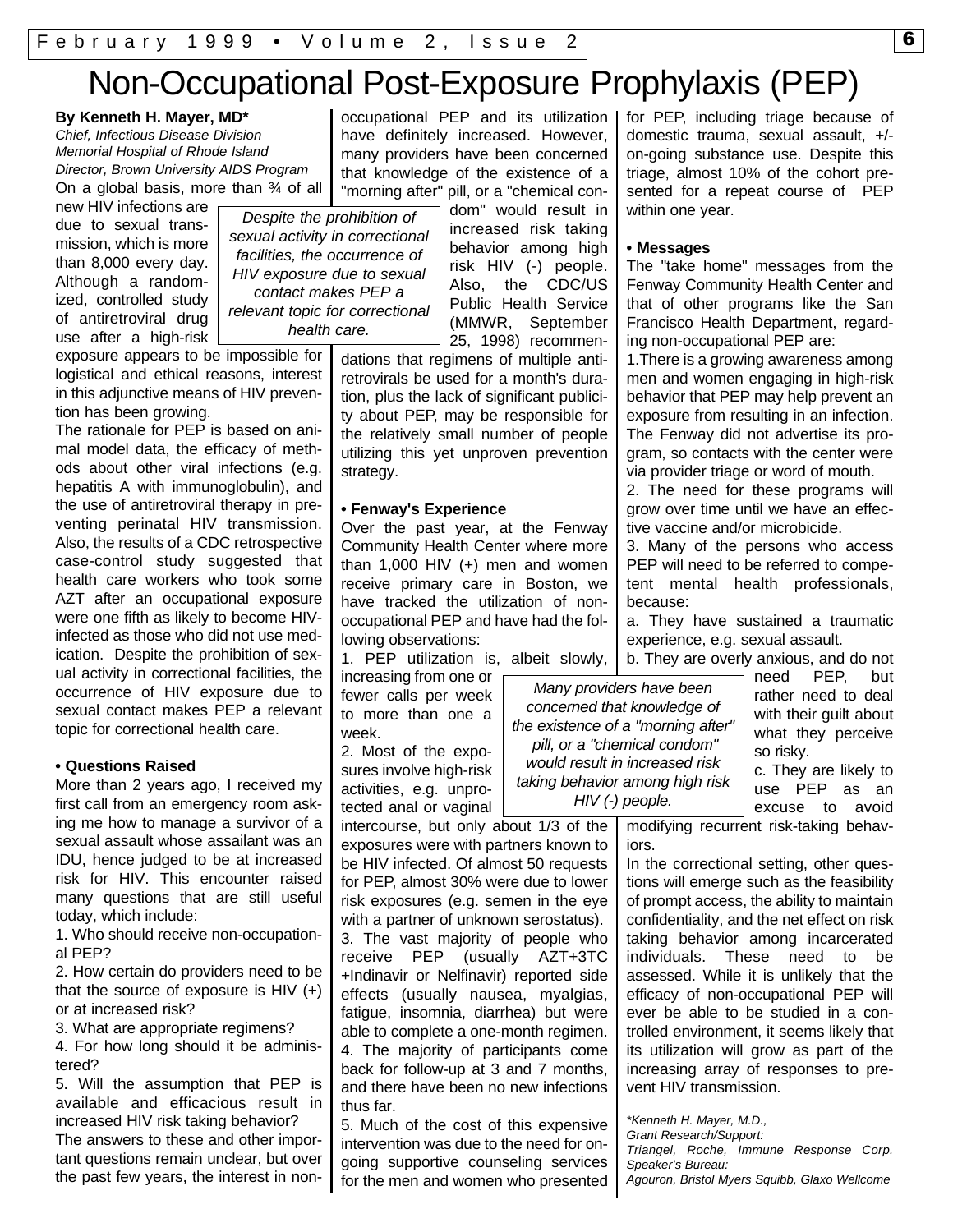# Non-Occupational Post-Exposure Prophylaxis (PEP)

**By Kenneth H. Mayer, MD***
*Chief, Infectious Disease Division*
*Memorial Hospital of Rhode Island*
*Director, Brown University AIDS Program*

On a global basis, more than ¾ of all new HIV infections are due to sexual transmission, which is more than 8,000 every day. Although a randomized, controlled study of antiretroviral drug use after a high-risk exposure appears to be impossible for logistical and ethical reasons, interest in this adjunctive means of HIV prevention has been growing.

*Despite the prohibition of sexual activity in correctional facilities, the occurrence of HIV exposure due to sexual contact makes PEP a relevant topic for correctional health care.*

The rationale for PEP is based on animal model data, the efficacy of methods about other viral infections (e.g. hepatitis A with immunoglobulin), and the use of antiretroviral therapy in preventing perinatal HIV transmission. Also, the results of a CDC retrospective case-control study suggested that health care workers who took some AZT after an occupational exposure were one fifth as likely to become HIV-infected as those who did not use medication. Despite the prohibition of sexual activity in correctional facilities, the occurrence of HIV exposure due to sexual contact makes PEP a relevant topic for correctional health care.

**• Questions Raised**

More than 2 years ago, I received my first call from an emergency room asking me how to manage a survivor of a sexual assault whose assailant was an IDU, hence judged to be at increased risk for HIV. This encounter raised many questions that are still useful today, which include:

1. Who should receive non-occupational PEP?
2. How certain do providers need to be that the source of exposure is HIV (+) or at increased risk?
3. What are appropriate regimens?
4. For how long should it be administered?
5. Will the assumption that PEP is available and efficacious result in increased HIV risk taking behavior?

The answers to these and other important questions remain unclear, but over the past few years, the interest in non-occupational PEP and its utilization have definitely increased. However, many providers have been concerned that knowledge of the existence of a "morning after" pill, or a "chemical condom" would result in increased risk taking behavior among high risk HIV (-) people. Also, the CDC/US Public Health Service (MMWR, September 25, 1998) recommendations that regimens of multiple antiretrovirals be used for a month's duration, plus the lack of significant publicity about PEP, may be responsible for the relatively small number of people utilizing this yet unproven prevention strategy.

**• Fenway's Experience**

Over the past year, at the Fenway Community Health Center where more than 1,000 HIV (+) men and women receive primary care in Boston, we have tracked the utilization of non-occupational PEP and have had the following observations:

1. PEP utilization is, albeit slowly, increasing from one or fewer calls per week to more than one a week.
2. Most of the exposures involve high-risk activities, e.g. unprotected anal or vaginal intercourse, but only about 1/3 of the exposures were with partners known to be HIV infected. Of almost 50 requests for PEP, almost 30% were due to lower risk exposures (e.g. semen in the eye with a partner of unknown serostatus).
3. The vast majority of people who receive PEP (usually AZT+3TC +Indinavir or Nelfinavir) reported side effects (usually nausea, myalgias, fatigue, insomnia, diarrhea) but were able to complete a one-month regimen.
4. The majority of participants come back for follow-up at 3 and 7 months, and there have been no new infections thus far.
5. Much of the cost of this expensive intervention was due to the need for ongoing supportive counseling services for the men and women who presented for PEP, including triage because of domestic trauma, sexual assault, +/- on-going substance use. Despite this triage, almost 10% of the cohort presented for a repeat course of PEP within one year.

*Many providers have been concerned that knowledge of the existence of a "morning after" pill, or a "chemical condom" would result in increased risk taking behavior among high risk HIV (-) people.*

**• Messages**

The "take home" messages from the Fenway Community Health Center and that of other programs like the San Francisco Health Department, regarding non-occupational PEP are:

1. There is a growing awareness among men and women engaging in high-risk behavior that PEP may help prevent an exposure from resulting in an infection. The Fenway did not advertise its program, so contacts with the center were via provider triage or word of mouth.
2. The need for these programs will grow over time until we have an effective vaccine and/or microbicide.
3. Many of the persons who access PEP will need to be referred to competent mental health professionals, because:
   a. They have sustained a traumatic experience, e.g. sexual assault.
   b. They are overly anxious, and do not need PEP, but rather need to deal with their guilt about what they perceive so risky.
   c. They are likely to use PEP as an excuse to avoid modifying recurrent risk-taking behaviors.

In the correctional setting, other questions will emerge such as the feasibility of prompt access, the ability to maintain confidentiality, and the net effect on risk taking behavior among incarcerated individuals. These need to be assessed. While it is unlikely that the efficacy of non-occupational PEP will ever be able to be studied in a controlled environment, it seems likely that its utilization will grow as part of the increasing array of responses to prevent HIV transmission.

*\*Kenneth H. Mayer, M.D.,*
*Grant Research/Support:*
*Triangel, Roche, Immune Response Corp.*
*Speaker's Bureau:*
*Agouron, Bristol Myers Squibb, Glaxo Wellcome*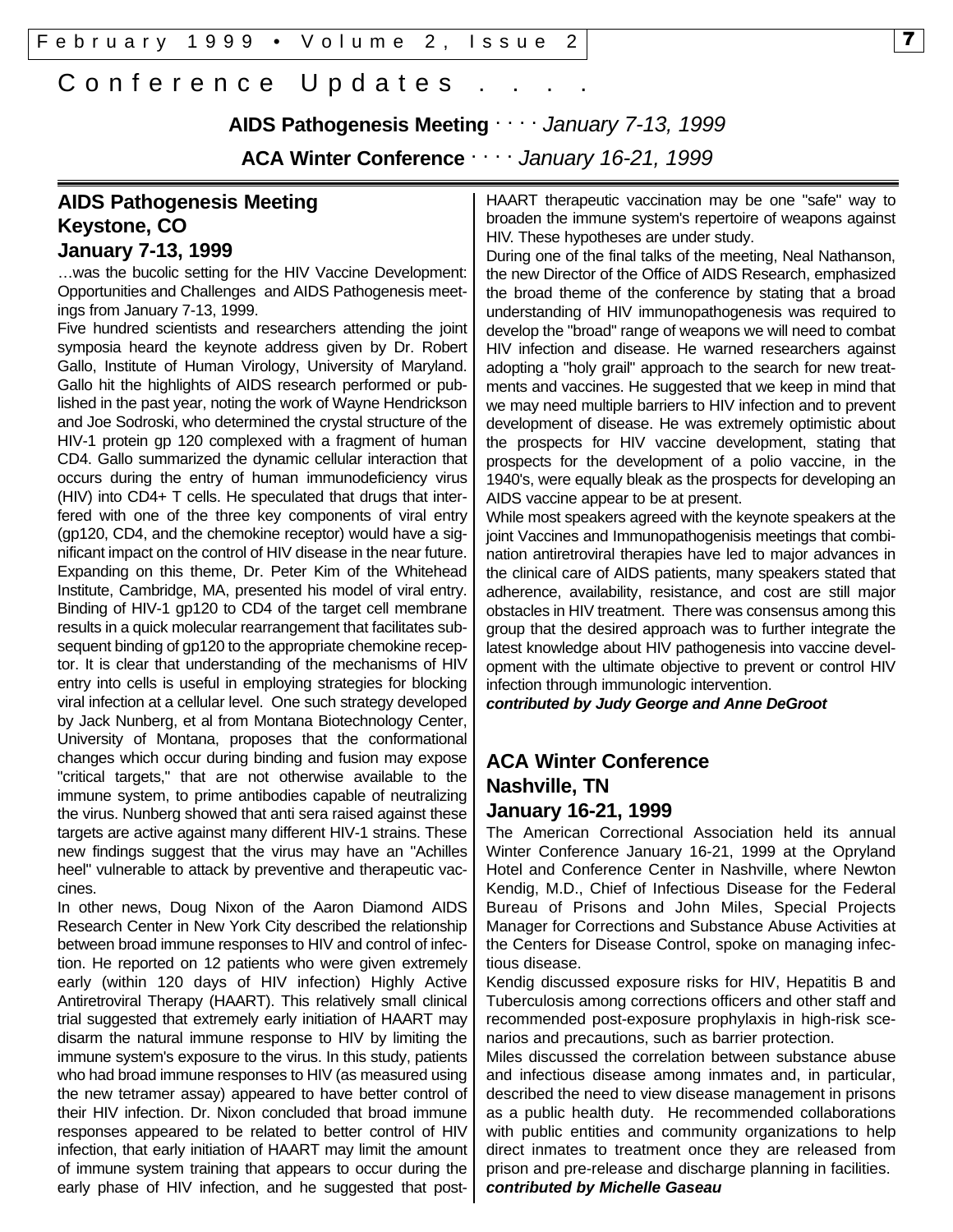# Conference Updates . . . .

**AIDS Pathogenesis Meeting** · · · · *January 7-13, 1999*

**ACA Winter Conference** · · · · *January 16-21, 1999*

## AIDS Pathogenesis Meeting Keystone, CO January 7-13, 1999

…was the bucolic setting for the HIV Vaccine Development: Opportunities and Challenges and AIDS Pathogenesis meetings from January 7-13, 1999.

Five hundred scientists and researchers attending the joint symposia heard the keynote address given by Dr. Robert Gallo, Institute of Human Virology, University of Maryland. Gallo hit the highlights of AIDS research performed or published in the past year, noting the work of Wayne Hendrickson and Joe Sodroski, who determined the crystal structure of the HIV-1 protein gp 120 complexed with a fragment of human CD4. Gallo summarized the dynamic cellular interaction that occurs during the entry of human immunodeficiency virus (HIV) into CD4+ T cells. He speculated that drugs that interfered with one of the three key components of viral entry (gp120, CD4, and the chemokine receptor) would have a significant impact on the control of HIV disease in the near future. Expanding on this theme, Dr. Peter Kim of the Whitehead Institute, Cambridge, MA, presented his model of viral entry. Binding of HIV-1 gp120 to CD4 of the target cell membrane results in a quick molecular rearrangement that facilitates subsequent binding of gp120 to the appropriate chemokine receptor. It is clear that understanding of the mechanisms of HIV entry into cells is useful in employing strategies for blocking viral infection at a cellular level. One such strategy developed by Jack Nunberg, et al from Montana Biotechnology Center, University of Montana, proposes that the conformational changes which occur during binding and fusion may expose "critical targets," that are not otherwise available to the immune system, to prime antibodies capable of neutralizing the virus. Nunberg showed that anti sera raised against these targets are active against many different HIV-1 strains. These new findings suggest that the virus may have an "Achilles heel" vulnerable to attack by preventive and therapeutic vaccines.

In other news, Doug Nixon of the Aaron Diamond AIDS Research Center in New York City described the relationship between broad immune responses to HIV and control of infection. He reported on 12 patients who were given extremely early (within 120 days of HIV infection) Highly Active Antiretroviral Therapy (HAART). This relatively small clinical trial suggested that extremely early initiation of HAART may disarm the natural immune response to HIV by limiting the immune system's exposure to the virus. In this study, patients who had broad immune responses to HIV (as measured using the new tetramer assay) appeared to have better control of their HIV infection. Dr. Nixon concluded that broad immune responses appeared to be related to better control of HIV infection, that early initiation of HAART may limit the amount of immune system training that appears to occur during the early phase of HIV infection, and he suggested that post-HAART therapeutic vaccination may be one "safe" way to broaden the immune system's repertoire of weapons against HIV. These hypotheses are under study.

During one of the final talks of the meeting, Neal Nathanson, the new Director of the Office of AIDS Research, emphasized the broad theme of the conference by stating that a broad understanding of HIV immunopathogenesis was required to develop the "broad" range of weapons we will need to combat HIV infection and disease. He warned researchers against adopting a "holy grail" approach to the search for new treatments and vaccines. He suggested that we keep in mind that we may need multiple barriers to HIV infection and to prevent development of disease. He was extremely optimistic about the prospects for HIV vaccine development, stating that prospects for the development of a polio vaccine, in the 1940's, were equally bleak as the prospects for developing an AIDS vaccine appear to be at present.

While most speakers agreed with the keynote speakers at the joint Vaccines and Immunopathogenisis meetings that combination antiretroviral therapies have led to major advances in the clinical care of AIDS patients, many speakers stated that adherence, availability, resistance, and cost are still major obstacles in HIV treatment. There was consensus among this group that the desired approach was to further integrate the latest knowledge about HIV pathogenesis into vaccine development with the ultimate objective to prevent or control HIV infection through immunologic intervention.

***contributed by Judy George and Anne DeGroot***

## ACA Winter Conference Nashville, TN January 16-21, 1999

The American Correctional Association held its annual Winter Conference January 16-21, 1999 at the Opryland Hotel and Conference Center in Nashville, where Newton Kendig, M.D., Chief of Infectious Disease for the Federal Bureau of Prisons and John Miles, Special Projects Manager for Corrections and Substance Abuse Activities at the Centers for Disease Control, spoke on managing infectious disease.

Kendig discussed exposure risks for HIV, Hepatitis B and Tuberculosis among corrections officers and other staff and recommended post-exposure prophylaxis in high-risk scenarios and precautions, such as barrier protection.

Miles discussed the correlation between substance abuse and infectious disease among inmates and, in particular, described the need to view disease management in prisons as a public health duty. He recommended collaborations with public entities and community organizations to help direct inmates to treatment once they are released from prison and pre-release and discharge planning in facilities.

***contributed by Michelle Gaseau***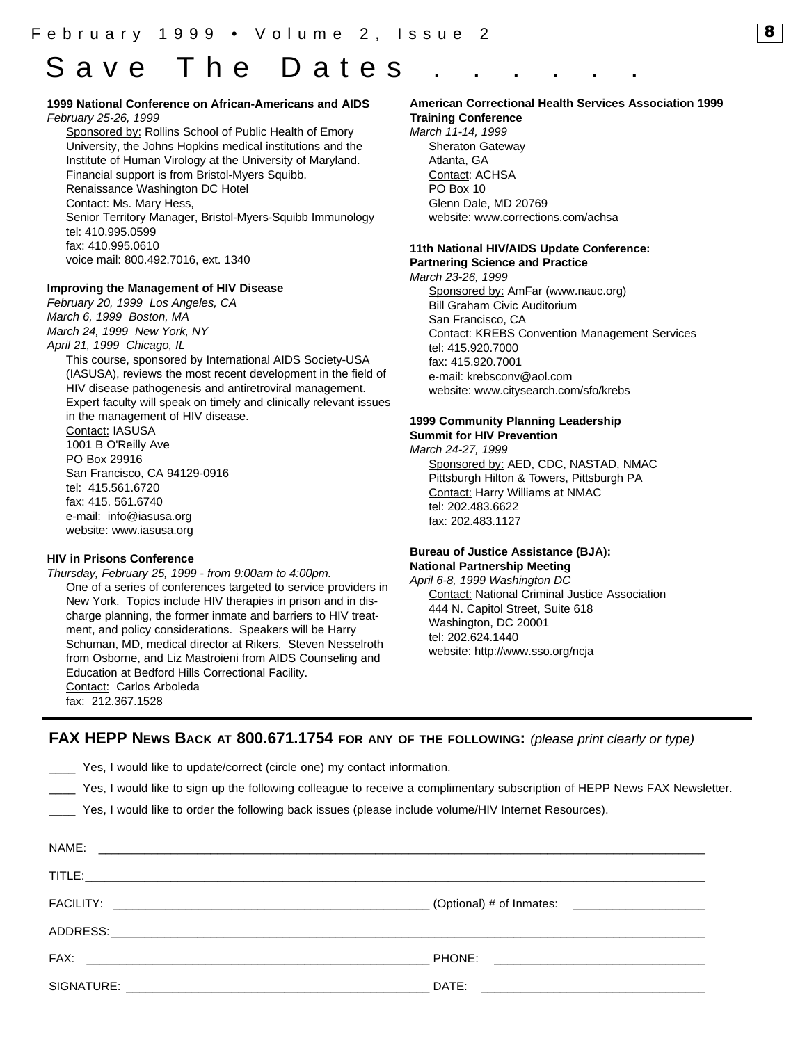# Save The Dates . . . . . . .

**1999 National Conference on African-Americans and AIDS**
*February 25-26, 1999*

Sponsored by: Rollins School of Public Health of Emory University, the Johns Hopkins medical institutions and the Institute of Human Virology at the University of Maryland. Financial support is from Bristol-Myers Squibb.
Renaissance Washington DC Hotel
Contact: Ms. Mary Hess,
Senior Territory Manager, Bristol-Myers-Squibb Immunology
tel: 410.995.0599
fax: 410.995.0610
voice mail: 800.492.7016, ext. 1340

**Improving the Management of HIV Disease**
*February 20, 1999 Los Angeles, CA*
*March 6, 1999 Boston, MA*
*March 24, 1999 New York, NY*
*April 21, 1999 Chicago, IL*

This course, sponsored by International AIDS Society-USA (IASUSA), reviews the most recent development in the field of HIV disease pathogenesis and antiretroviral management. Expert faculty will speak on timely and clinically relevant issues in the management of HIV disease.
Contact: IASUSA
1001 B O'Reilly Ave
PO Box 29916
San Francisco, CA 94129-0916
tel: 415.561.6720
fax: 415. 561.6740
e-mail: info@iasusa.org
website: www.iasusa.org

**HIV in Prisons Conference**
*Thursday, February 25, 1999 - from 9:00am to 4:00pm.*

One of a series of conferences targeted to service providers in New York. Topics include HIV therapies in prison and in discharge planning, the former inmate and barriers to HIV treatment, and policy considerations. Speakers will be Harry Schuman, MD, medical director at Rikers, Steven Nesselroth from Osborne, and Liz Mastroieni from AIDS Counseling and Education at Bedford Hills Correctional Facility.
Contact: Carlos Arboleda
fax: 212.367.1528

**American Correctional Health Services Association 1999 Training Conference**
*March 11-14, 1999*

Sheraton Gateway
Atlanta, GA
Contact: ACHSA
PO Box 10
Glenn Dale, MD 20769
website: www.corrections.com/achsa

**11th National HIV/AIDS Update Conference: Partnering Science and Practice**
*March 23-26, 1999*

Sponsored by: AmFar (www.nauc.org)
Bill Graham Civic Auditorium
San Francisco, CA
Contact: KREBS Convention Management Services
tel: 415.920.7000
fax: 415.920.7001
e-mail: krebsconv@aol.com
website: www.citysearch.com/sfo/krebs

**1999 Community Planning Leadership Summit for HIV Prevention**
*March 24-27, 1999*

Sponsored by: AED, CDC, NASTAD, NMAC
Pittsburgh Hilton & Towers, Pittsburgh PA
Contact: Harry Williams at NMAC
tel: 202.483.6622
fax: 202.483.1127

**Bureau of Justice Assistance (BJA): National Partnership Meeting**
*April 6-8, 1999 Washington DC*

Contact: National Criminal Justice Association
444 N. Capitol Street, Suite 618
Washington, DC 20001
tel: 202.624.1440
website: http://www.sso.org/ncja

---

**FAX HEPP NEWS BACK AT 800.671.1754 FOR ANY OF THE FOLLOWING:** *(please print clearly or type)*

____ Yes, I would like to update/correct (circle one) my contact information.

____ Yes, I would like to sign up the following colleague to receive a complimentary subscription of HEPP News FAX Newsletter.

____ Yes, I would like to order the following back issues (please include volume/HIV Internet Resources).

NAME: ____________________________________________

TITLE: ____________________________________________

FACILITY: ______________________ (Optional) # of Inmates: __________

ADDRESS: ____________________________________________

FAX: ______________________ PHONE: ______________________

SIGNATURE: ______________________ DATE: ______________________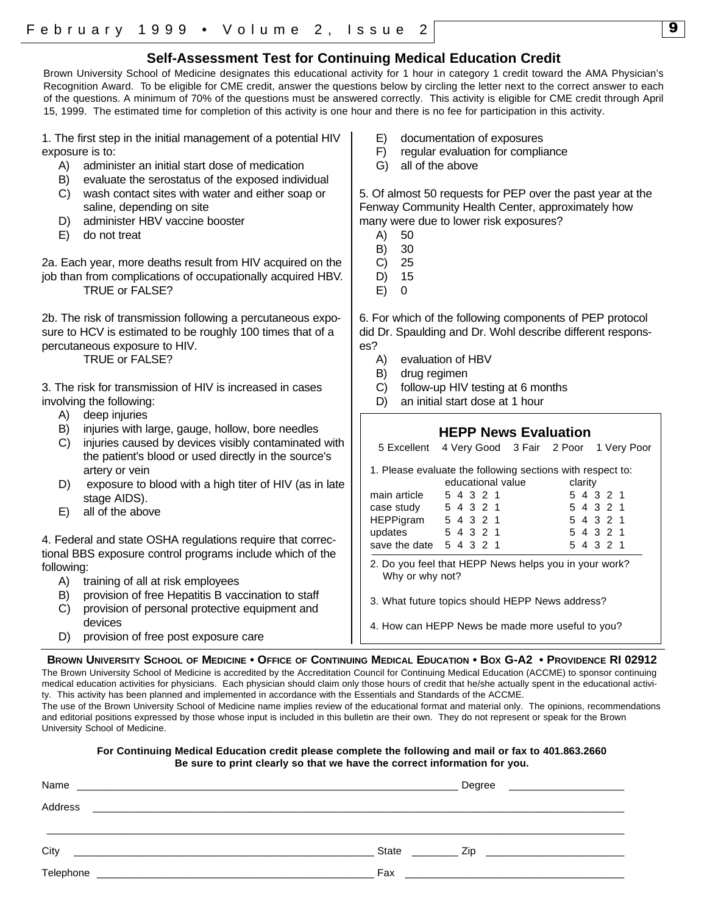## Self-Assessment Test for Continuing Medical Education Credit

Brown University School of Medicine designates this educational activity for 1 hour in category 1 credit toward the AMA Physician's Recognition Award. To be eligible for CME credit, answer the questions below by circling the letter next to the correct answer to each of the questions. A minimum of 70% of the questions must be answered correctly. This activity is eligible for CME credit through April 15, 1999. The estimated time for completion of this activity is one hour and there is no fee for participation in this activity.

1. The first step in the initial management of a potential HIV exposure is to:
   - A) administer an initial start dose of medication
   - B) evaluate the serostatus of the exposed individual
   - C) wash contact sites with water and either soap or saline, depending on site
   - D) administer HBV vaccine booster
   - E) do not treat

2a. Each year, more deaths result from HIV acquired on the job than from complications of occupationally acquired HBV.
   TRUE or FALSE?

2b. The risk of transmission following a percutaneous exposure to HCV is estimated to be roughly 100 times that of a percutaneous exposure to HIV.
   TRUE or FALSE?

3. The risk for transmission of HIV is increased in cases involving the following:
   - A) deep injuries
   - B) injuries with large, gauge, hollow, bore needles
   - C) injuries caused by devices visibly contaminated with the patient's blood or used directly in the source's artery or vein
   - D) exposure to blood with a high titer of HIV (as in late stage AIDS).
   - E) all of the above

4. Federal and state OSHA regulations require that correctional BBS exposure control programs include which of the following:
   - A) training of all at risk employees
   - B) provision of free Hepatitis B vaccination to staff
   - C) provision of personal protective equipment and devices
   - D) provision of free post exposure care
   - E) documentation of exposures
   - F) regular evaluation for compliance
   - G) all of the above

5. Of almost 50 requests for PEP over the past year at the Fenway Community Health Center, approximately how many were due to lower risk exposures?
   - A) 50
   - B) 30
   - C) 25
   - D) 15
   - E) 0

6. For which of the following components of PEP protocol did Dr. Spaulding and Dr. Wohl describe different responses?
   - A) evaluation of HBV
   - B) drug regimen
   - C) follow-up HIV testing at 6 months
   - D) an initial start dose at 1 hour

### HEPP News Evaluation

5 Excellent 4 Very Good 3 Fair 2 Poor 1 Very Poor

1. Please evaluate the following sections with respect to:

| | educational value | clarity |
|---|---|---|
| main article | 5 4 3 2 1 | 5 4 3 2 1 |
| case study | 5 4 3 2 1 | 5 4 3 2 1 |
| HEPPigram | 5 4 3 2 1 | 5 4 3 2 1 |
| updates | 5 4 3 2 1 | 5 4 3 2 1 |
| save the date | 5 4 3 2 1 | 5 4 3 2 1 |

2. Do you feel that HEPP News helps you in your work? Why or why not?

3. What future topics should HEPP News address?

4. How can HEPP News be made more useful to you?

**Brown University School of Medicine • Office of Continuing Medical Education • Box G-A2 • Providence RI 02912**

The Brown University School of Medicine is accredited by the Accreditation Council for Continuing Medical Education (ACCME) to sponsor continuing medical education activities for physicians. Each physician should claim only those hours of credit that he/she actually spent in the educational activity. This activity has been planned and implemented in accordance with the Essentials and Standards of the ACCME.

The use of the Brown University School of Medicine name implies review of the educational format and material only. The opinions, recommendations and editorial positions expressed by those whose input is included in this bulletin are their own. They do not represent or speak for the Brown University School of Medicine.

**For Continuing Medical Education credit please complete the following and mail or fax to 401.863.2660**
**Be sure to print clearly so that we have the correct information for you.**

Name ______________________________ Degree ______________

Address ______________________________________________

_____________________________________________________

City ______________________ State ________ Zip ______________

Telephone ____________________ Fax ______________________